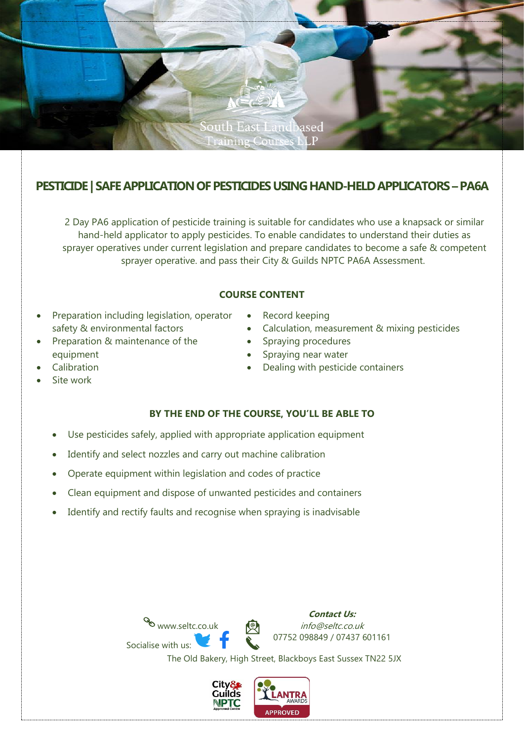South East Landbased Training Courses LLP

# PESTICIDE | SAFE APPLICATION OF PESTICIDES USING HAND-HELD APPLICATORS – PA6A

2 Day PA6 application of pesticide training is suitable for candidates who use a knapsack or similar hand-held applicator to apply pesticides. To enable candidates to understand their duties as sprayer operatives under current legislation and prepare candidates to become a safe & competent sprayer operative. and pass their City & Guilds NPTC PA6A Assessment.

## COURSE CONTENT

- Preparation including legislation, operator safety & environmental factors
- Preparation & maintenance of the equipment
- Calibration
- Site work
- Record keeping
- Calculation, measurement & mixing pesticides
- Spraying procedures
- Spraying near water
- Dealing with pesticide containers

## BY THE END OF THE COURSE, YOU'LL BE ABLE TO

- Use pesticides safely, applied with appropriate application equipment
- Identify and select nozzles and carry out machine calibration
- Operate equipment within legislation and codes of practice
- Clean equipment and dispose of unwanted pesticides and containers
- Identify and rectify faults and recognise when spraying is inadvisable

www.seltc.co.uk

Socialise with us:

***Contact Us:***

*info@seltc.co.uk*

07752 098849 / 07437 601161

The Old Bakery, High Street, Blackboys East Sussex TN22 5JX

City & Guilds NPTC Approved Centre

LANTRA AWARDS APPROVED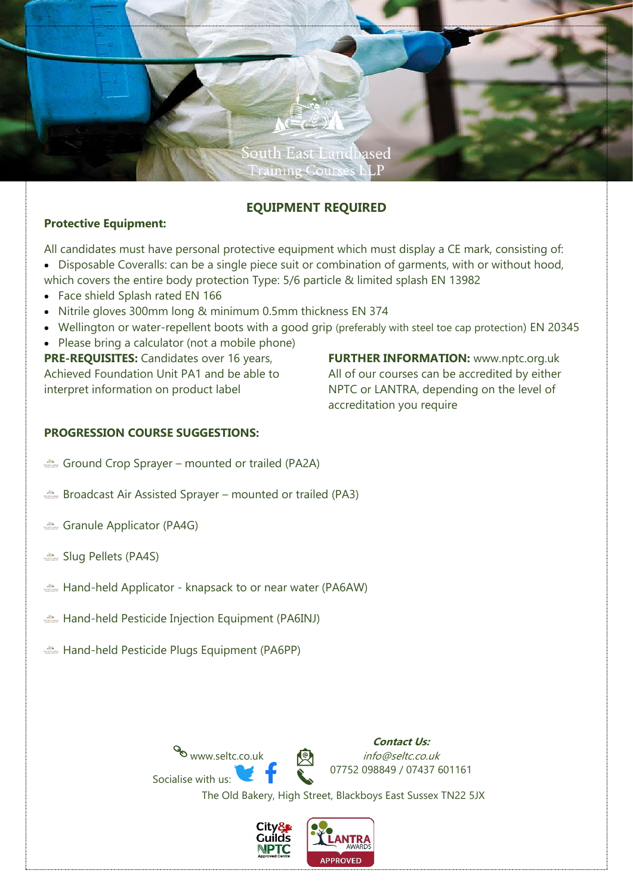South East Landbased Training Courses LLP

## EQUIPMENT REQUIRED

**Protective Equipment:**

All candidates must have personal protective equipment which must display a CE mark, consisting of:

- Disposable Coveralls: can be a single piece suit or combination of garments, with or without hood, which covers the entire body protection Type: 5/6 particle & limited splash EN 13982
- Face shield Splash rated EN 166
- Nitrile gloves 300mm long & minimum 0.5mm thickness EN 374
- Wellington or water-repellent boots with a good grip (preferably with steel toe cap protection) EN 20345
- Please bring a calculator (not a mobile phone)

**PRE-REQUISITES:** Candidates over 16 years, Achieved Foundation Unit PA1 and be able to interpret information on product label

**FURTHER INFORMATION:** www.nptc.org.uk
All of our courses can be accredited by either NPTC or LANTRA, depending on the level of accreditation you require

**PROGRESSION COURSE SUGGESTIONS:**

- Ground Crop Sprayer – mounted or trailed (PA2A)
- Broadcast Air Assisted Sprayer – mounted or trailed (PA3)
- Granule Applicator (PA4G)
- Slug Pellets (PA4S)
- Hand-held Applicator - knapsack to or near water (PA6AW)
- Hand-held Pesticide Injection Equipment (PA6INJ)
- Hand-held Pesticide Plugs Equipment (PA6PP)

www.seltc.co.uk

Socialise with us:

***Contact Us:***
*info@seltc.co.uk*
07752 098849 / 07437 601161

The Old Bakery, High Street, Blackboys East Sussex TN22 5JX

City & Guilds NPTC Approved Centre

LANTRA AWARDS APPROVED